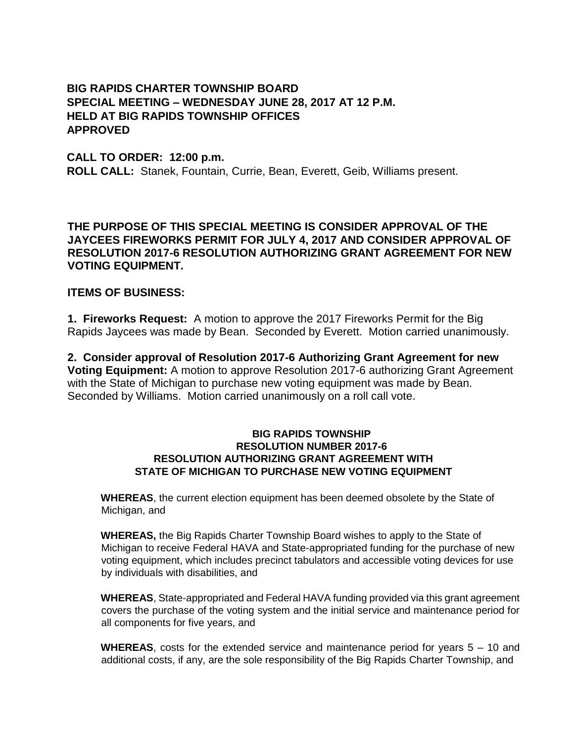**BIG RAPIDS CHARTER TOWNSHIP BOARD**
**SPECIAL MEETING – WEDNESDAY JUNE 28, 2017 AT 12 P.M.**
**HELD AT BIG RAPIDS TOWNSHIP OFFICES**
**APPROVED**

**CALL TO ORDER: 12:00 p.m.**
**ROLL CALL:** Stanek, Fountain, Currie, Bean, Everett, Geib, Williams present.

**THE PURPOSE OF THIS SPECIAL MEETING IS CONSIDER APPROVAL OF THE JAYCEES FIREWORKS PERMIT FOR JULY 4, 2017 AND CONSIDER APPROVAL OF RESOLUTION 2017-6 RESOLUTION AUTHORIZING GRANT AGREEMENT FOR NEW VOTING EQUIPMENT.**

**ITEMS OF BUSINESS:**

**1. Fireworks Request:** A motion to approve the 2017 Fireworks Permit for the Big Rapids Jaycees was made by Bean. Seconded by Everett. Motion carried unanimously.

**2. Consider approval of Resolution 2017-6 Authorizing Grant Agreement for new Voting Equipment:** A motion to approve Resolution 2017-6 authorizing Grant Agreement with the State of Michigan to purchase new voting equipment was made by Bean. Seconded by Williams. Motion carried unanimously on a roll call vote.

**BIG RAPIDS TOWNSHIP**
**RESOLUTION NUMBER 2017-6**
**RESOLUTION AUTHORIZING GRANT AGREEMENT WITH STATE OF MICHIGAN TO PURCHASE NEW VOTING EQUIPMENT**

**WHEREAS**, the current election equipment has been deemed obsolete by the State of Michigan, and

**WHEREAS,** the Big Rapids Charter Township Board wishes to apply to the State of Michigan to receive Federal HAVA and State-appropriated funding for the purchase of new voting equipment, which includes precinct tabulators and accessible voting devices for use by individuals with disabilities, and

**WHEREAS**, State-appropriated and Federal HAVA funding provided via this grant agreement covers the purchase of the voting system and the initial service and maintenance period for all components for five years, and

**WHEREAS**, costs for the extended service and maintenance period for years 5 – 10 and additional costs, if any, are the sole responsibility of the Big Rapids Charter Township, and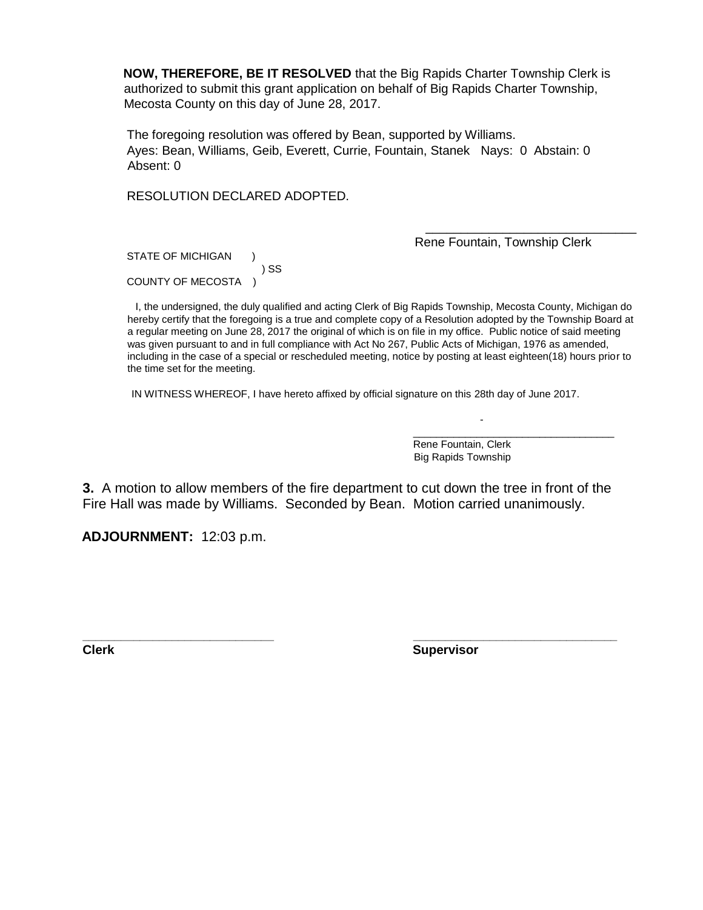**NOW, THEREFORE, BE IT RESOLVED** that the Big Rapids Charter Township Clerk is authorized to submit this grant application on behalf of Big Rapids Charter Township, Mecosta County on this day of June 28, 2017.

The foregoing resolution was offered by Bean, supported by Williams.
Ayes: Bean, Williams, Geib, Everett, Currie, Fountain, Stanek Nays: 0 Abstain: 0
Absent: 0

RESOLUTION DECLARED ADOPTED.

\_\_\_\_\_\_\_\_\_\_\_\_\_\_\_\_\_\_\_\_\_\_\_\_\_\_\_\_\_\_
Rene Fountain, Township Clerk

STATE OF MICHIGAN )
) SS
COUNTY OF MECOSTA )

I, the undersigned, the duly qualified and acting Clerk of Big Rapids Township, Mecosta County, Michigan do hereby certify that the foregoing is a true and complete copy of a Resolution adopted by the Township Board at a regular meeting on June 28, 2017 the original of which is on file in my office. Public notice of said meeting was given pursuant to and in full compliance with Act No 267, Public Acts of Michigan, 1976 as amended, including in the case of a special or rescheduled meeting, notice by posting at least eighteen(18) hours prior to the time set for the meeting.

IN WITNESS WHEREOF, I have hereto affixed by official signature on this 28th day of June 2017.

\_\_\_\_\_\_\_\_\_\_\_\_\_\_\_\_\_\_\_\_\_\_\_\_\_\_\_\_\_\_
Rene Fountain, Clerk
Big Rapids Township

**3.** A motion to allow members of the fire department to cut down the tree in front of the Fire Hall was made by Williams. Seconded by Bean. Motion carried unanimously.

**ADJOURNMENT:** 12:03 p.m.

\_\_\_\_\_\_\_\_\_\_\_\_\_\_\_\_\_\_\_\_\_\_\_\_\_\_\_\_\_\_
**Clerk**

\_\_\_\_\_\_\_\_\_\_\_\_\_\_\_\_\_\_\_\_\_\_\_\_\_\_\_\_\_\_
**Supervisor**